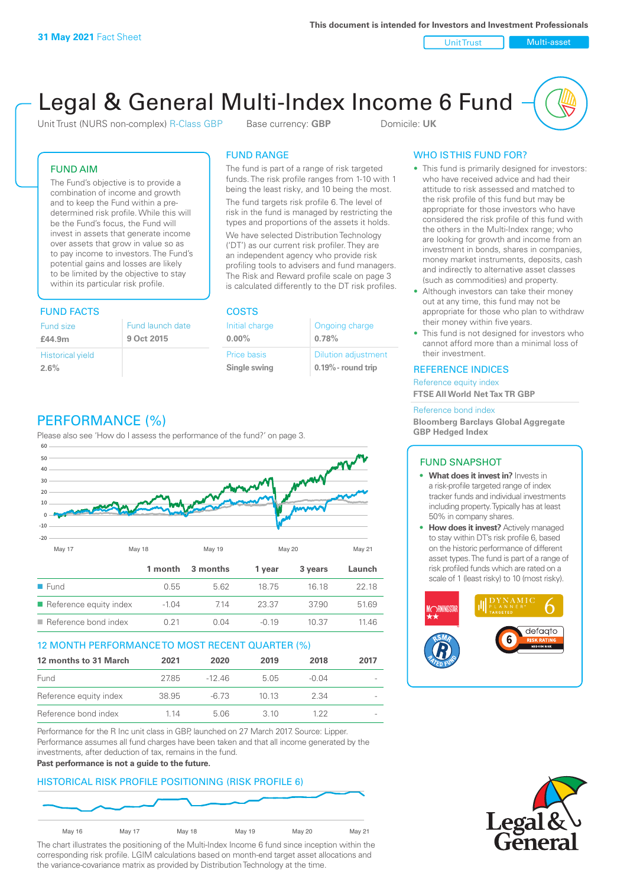**31 May 2021** Fact Sheet

This document is intended for Investors and Investment Professionals

Unit Trust | Multi-asset

# Legal & General Multi-Index Income 6 Fund

Unit Trust (NURS non-complex) R-Class GBP    Base currency: **GBP**    Domicile: **UK**

## FUND AIM

The Fund's objective is to provide a combination of income and growth and to keep the Fund within a pre-determined risk profile. While this will be the Fund's focus, the Fund will invest in assets that generate income over assets that grow in value so as to pay income to investors. The Fund's potential gains and losses are likely to be limited by the objective to stay within its particular risk profile.

## FUND RANGE

The fund is part of a range of risk targeted funds. The risk profile ranges from 1-10 with 1 being the least risky, and 10 being the most.

The fund targets risk profile 6. The level of risk in the fund is managed by restricting the types and proportions of the assets it holds.

We have selected Distribution Technology ('DT') as our current risk profiler. They are an independent agency who provide risk profiling tools to advisers and fund managers. The Risk and Reward profile scale on page 3 is calculated differently to the DT risk profiles.

## WHO IS THIS FUND FOR?

- This fund is primarily designed for investors: who have received advice and had their attitude to risk assessed and matched to the risk profile of this fund but may be appropriate for those investors who have considered the risk profile of this fund with the others in the Multi-Index range; who are looking for growth and income from an investment in bonds, shares in companies, money market instruments, deposits, cash and indirectly to alternative asset classes (such as commodities) and property.
- Although investors can take their money out at any time, this fund may not be appropriate for those who plan to withdraw their money within five years.
- This fund is not designed for investors who cannot afford more than a minimal loss of their investment.

## FUND FACTS

| Fund size | Fund launch date |
|---|---|
| **£44.9m** | **9 Oct 2015** |
| Historical yield | |
| **2.6%** | |

## COSTS

| Initial charge | Ongoing charge |
|---|---|
| **0.00%** | **0.78%** |
| Price basis | Dilution adjustment |
| **Single swing** | **0.19% - round trip** |

## REFERENCE INDICES

Reference equity index
**FTSE All World Net Tax TR GBP**

Reference bond index
**Bloomberg Barclays Global Aggregate GBP Hedged Index**

## PERFORMANCE (%)

Please also see 'How do I assess the performance of the fund?' on page 3.

| | 1 month | 3 months | 1 year | 3 years | Launch |
|---|---|---|---|---|---|
| Fund | 0.55 | 5.62 | 18.75 | 16.18 | 22.18 |
| Reference equity index | -1.04 | 7.14 | 23.37 | 37.90 | 51.69 |
| Reference bond index | 0.21 | 0.04 | -0.19 | 10.37 | 11.46 |

## 12 MONTH PERFORMANCE TO MOST RECENT QUARTER (%)

| 12 months to 31 March | 2021 | 2020 | 2019 | 2018 | 2017 |
|---|---|---|---|---|---|
| Fund | 27.85 | -12.46 | 5.05 | -0.04 | - |
| Reference equity index | 38.95 | -6.73 | 10.13 | 2.34 | - |
| Reference bond index | 1.14 | 5.06 | 3.10 | 1.22 | - |

Performance for the R Inc unit class in GBP, launched on 27 March 2017. Source: Lipper. Performance assumes all fund charges have been taken and that all income generated by the investments, after deduction of tax, remains in the fund.

**Past performance is not a guide to the future.**

## FUND SNAPSHOT

- **What does it invest in?** Invests in a risk-profile targeted range of index tracker funds and individual investments including property. Typically has at least 50% in company shares.
- **How does it invest?** Actively managed to stay within DT's risk profile 6, based on the historic performance of different asset types. The fund is part of a range of risk profiled funds which are rated on a scale of 1 (least risky) to 10 (most risky).

## HISTORICAL RISK PROFILE POSITIONING (RISK PROFILE 6)

The chart illustrates the positioning of the Multi-Index Income 6 fund since inception within the corresponding risk profile. LGIM calculations based on month-end target asset allocations and the variance-covariance matrix as provided by Distribution Technology at the time.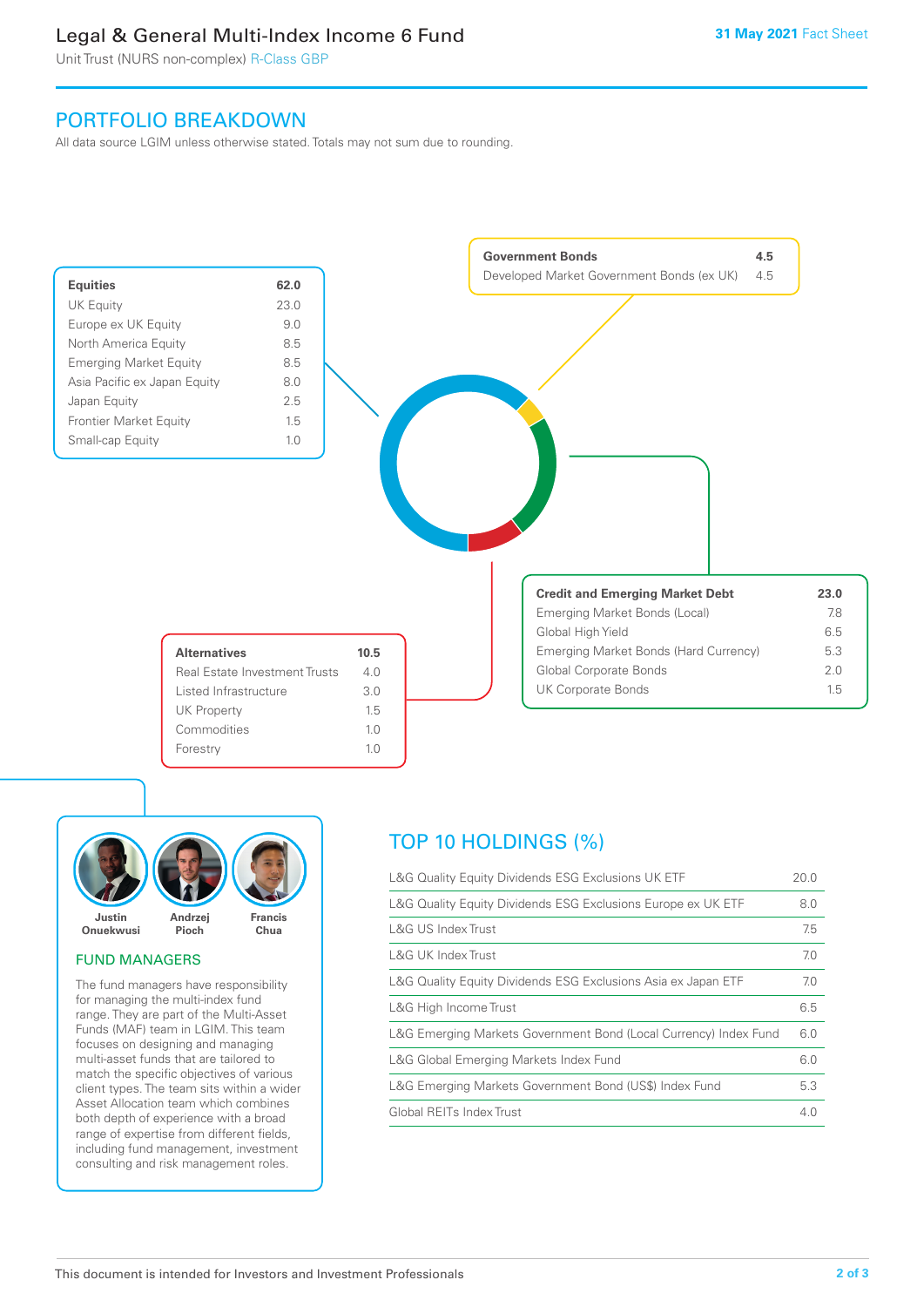# Legal & General Multi-Index Income 6 Fund

Unit Trust (NURS non-complex) R-Class GBP

31 May 2021 Fact Sheet

## PORTFOLIO BREAKDOWN

All data source LGIM unless otherwise stated. Totals may not sum due to rounding.

| Equities | 62.0 |
|---|---|
| UK Equity | 23.0 |
| Europe ex UK Equity | 9.0 |
| North America Equity | 8.5 |
| Emerging Market Equity | 8.5 |
| Asia Pacific ex Japan Equity | 8.0 |
| Japan Equity | 2.5 |
| Frontier Market Equity | 1.5 |
| Small-cap Equity | 1.0 |

| Government Bonds | 4.5 |
|---|---|
| Developed Market Government Bonds (ex UK) | 4.5 |

| Credit and Emerging Market Debt | 23.0 |
|---|---|
| Emerging Market Bonds (Local) | 7.8 |
| Global High Yield | 6.5 |
| Emerging Market Bonds (Hard Currency) | 5.3 |
| Global Corporate Bonds | 2.0 |
| UK Corporate Bonds | 1.5 |

| Alternatives | 10.5 |
|---|---|
| Real Estate Investment Trusts | 4.0 |
| Listed Infrastructure | 3.0 |
| UK Property | 1.5 |
| Commodities | 1.0 |
| Forestry | 1.0 |

Justin Onuekwusi, Andrzej Pioch, Francis Chua

## FUND MANAGERS

The fund managers have responsibility for managing the multi-index fund range. They are part of the Multi-Asset Funds (MAF) team in LGIM. This team focuses on designing and managing multi-asset funds that are tailored to match the specific objectives of various client types. The team sits within a wider Asset Allocation team which combines both depth of experience with a broad range of expertise from different fields, including fund management, investment consulting and risk management roles.

## TOP 10 HOLDINGS (%)

| Holding | % |
|---|---|
| L&G Quality Equity Dividends ESG Exclusions UK ETF | 20.0 |
| L&G Quality Equity Dividends ESG Exclusions Europe ex UK ETF | 8.0 |
| L&G US Index Trust | 7.5 |
| L&G UK Index Trust | 7.0 |
| L&G Quality Equity Dividends ESG Exclusions Asia ex Japan ETF | 7.0 |
| L&G High Income Trust | 6.5 |
| L&G Emerging Markets Government Bond (Local Currency) Index Fund | 6.0 |
| L&G Global Emerging Markets Index Fund | 6.0 |
| L&G Emerging Markets Government Bond (US$) Index Fund | 5.3 |
| Global REITs Index Trust | 4.0 |

This document is intended for Investors and Investment Professionals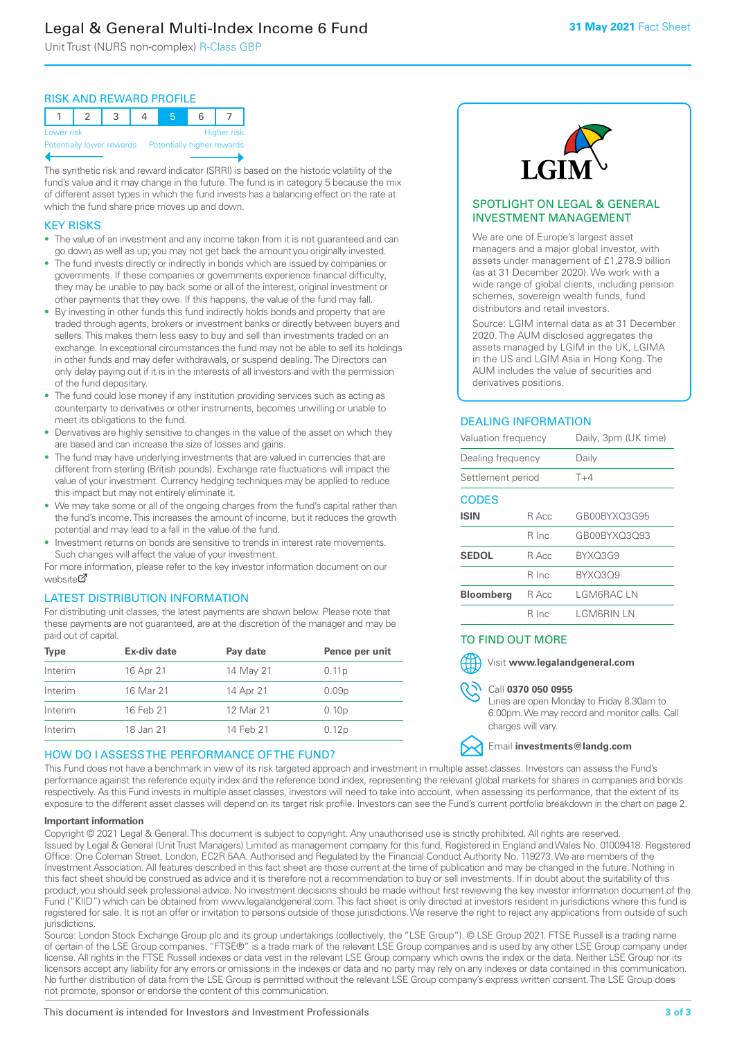# Legal & General Multi-Index Income 6 Fund

Unit Trust (NURS non-complex) R-Class GBP

**31 May 2021** Fact Sheet

## RISK AND REWARD PROFILE

| 1 | 2 | 3 | 4 | 5 | 6 | 7 |
|---|---|---|---|---|---|---|

Lower risk — Higher risk

Potentially lower rewards — Potentially higher rewards

The synthetic risk and reward indicator (SRRI) is based on the historic volatility of the fund's value and it may change in the future. The fund is in category 5 because the mix of different asset types in which the fund invests has a balancing effect on the rate at which the fund share price moves up and down.

## KEY RISKS

- The value of an investment and any income taken from it is not guaranteed and can go down as well as up; you may not get back the amount you originally invested.
- The fund invests directly or indirectly in bonds which are issued by companies or governments. If these companies or governments experience financial difficulty, they may be unable to pay back some or all of the interest, original investment or other payments that they owe. If this happens, the value of the fund may fall.
- By investing in other funds this fund indirectly holds bonds and property that are traded through agents, brokers or investment banks or directly between buyers and sellers. This makes them less easy to buy and sell than investments traded on an exchange. In exceptional circumstances the fund may not be able to sell its holdings in other funds and may defer withdrawals, or suspend dealing. The Directors can only delay paying out if it is in the interests of all investors and with the permission of the fund depositary.
- The fund could lose money if any institution providing services such as acting as counterparty to derivatives or other instruments, becomes unwilling or unable to meet its obligations to the fund.
- Derivatives are highly sensitive to changes in the value of the asset on which they are based and can increase the size of losses and gains.
- The fund may have underlying investments that are valued in currencies that are different from sterling (British pounds). Exchange rate fluctuations will impact the value of your investment. Currency hedging techniques may be applied to reduce this impact but may not entirely eliminate it.
- We may take some or all of the ongoing charges from the fund's capital rather than the fund's income. This increases the amount of income, but it reduces the growth potential and may lead to a fall in the value of the fund.
- Investment returns on bonds are sensitive to trends in interest rate movements. Such changes will affect the value of your investment.

For more information, please refer to the key investor information document on our website

## LATEST DISTRIBUTION INFORMATION

For distributing unit classes, the latest payments are shown below. Please note that these payments are not guaranteed, are at the discretion of the manager and may be paid out of capital.

| Type | Ex-div date | Pay date | Pence per unit |
|---|---|---|---|
| Interim | 16 Apr 21 | 14 May 21 | 0.11p |
| Interim | 16 Mar 21 | 14 Apr 21 | 0.09p |
| Interim | 16 Feb 21 | 12 Mar 21 | 0.10p |
| Interim | 18 Jan 21 | 14 Feb 21 | 0.12p |

## SPOTLIGHT ON LEGAL & GENERAL INVESTMENT MANAGEMENT

We are one of Europe's largest asset managers and a major global investor, with assets under management of £1,278.9 billion (as at 31 December 2020). We work with a wide range of global clients, including pension schemes, sovereign wealth funds, fund distributors and retail investors.

Source: LGIM internal data as at 31 December 2020. The AUM disclosed aggregates the assets managed by LGIM in the UK, LGIMA in the US and LGIM Asia in Hong Kong. The AUM includes the value of securities and derivatives positions.

## DEALING INFORMATION

| | |
|---|---|
| Valuation frequency | Daily, 3pm (UK time) |
| Dealing frequency | Daily |
| Settlement period | T+4 |

## CODES

| | | |
|---|---|---|
| **ISIN** | R Acc | GB00BYXQ3G95 |
| | R Inc | GB00BYXQ3Q93 |
| **SEDOL** | R Acc | BYXQ3G9 |
| | R Inc | BYXQ3Q9 |
| **Bloomberg** | R Acc | LGM6RAC LN |
| | R Inc | LGM6RIN LN |

## TO FIND OUT MORE

Visit **www.legalandgeneral.com**

Call **0370 050 0955**
Lines are open Monday to Friday 8.30am to 6.00pm. We may record and monitor calls. Call charges will vary.

Email **investments@landg.com**

## HOW DO I ASSESS THE PERFORMANCE OF THE FUND?

This Fund does not have a benchmark in view of its risk targeted approach and investment in multiple asset classes. Investors can assess the Fund's performance against the reference equity index and the reference bond index, representing the relevant global markets for shares in companies and bonds respectively. As this Fund invests in multiple asset classes, investors will need to take into account, when assessing its performance, that the extent of its exposure to the different asset classes will depend on its target risk profile. Investors can see the Fund's current portfolio breakdown in the chart on page 2.

### Important information

Copyright © 2021 Legal & General. This document is subject to copyright. Any unauthorised use is strictly prohibited. All rights are reserved. Issued by Legal & General (Unit Trust Managers) Limited as management company for this fund. Registered in England and Wales No. 01009418. Registered Office: One Coleman Street, London, EC2R 5AA. Authorised and Regulated by the Financial Conduct Authority No. 119273. We are members of the Investment Association. All features described in this fact sheet are those current at the time of publication and may be changed in the future. Nothing in this fact sheet should be construed as advice and it is therefore not a recommendation to buy or sell investments. If in doubt about the suitability of this product, you should seek professional advice. No investment decisions should be made without first reviewing the key investor information document of the Fund ("KIID") which can be obtained from www.legalandgeneral.com. This fact sheet is only directed at investors resident in jurisdictions where this fund is registered for sale. It is not an offer or invitation to persons outside of those jurisdictions. We reserve the right to reject any applications from outside of such jurisdictions.

Source: London Stock Exchange Group plc and its group undertakings (collectively, the "LSE Group"). © LSE Group 2021. FTSE Russell is a trading name of certain of the LSE Group companies. "FTSE®" is a trade mark of the relevant LSE Group companies and is used by any other LSE Group company under license. All rights in the FTSE Russell indexes or data vest in the relevant LSE Group company which owns the index or the data. Neither LSE Group nor its licensors accept any liability for any errors or omissions in the indexes or data and no party may rely on any indexes or data contained in this communication. No further distribution of data from the LSE Group is permitted without the relevant LSE Group company's express written consent. The LSE Group does not promote, sponsor or endorse the content of this communication.

This document is intended for Investors and Investment Professionals